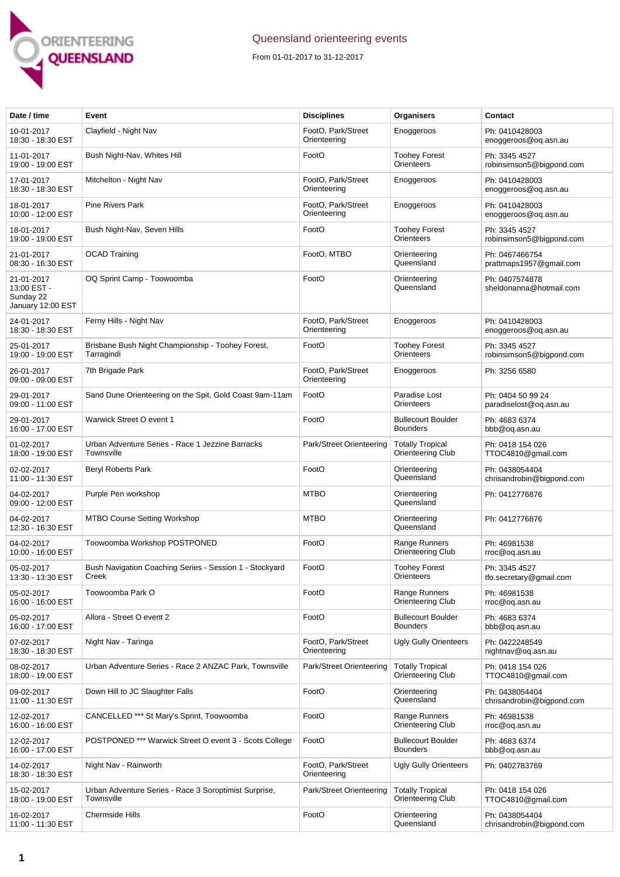# Queensland orienteering events

From 01-01-2017 to 31-12-2017

| Date / time | Event | Disciplines | Organisers | Contact |
|---|---|---|---|---|
| 10-01-2017 18:30 - 18:30 EST | Clayfield - Night Nav | FootO, Park/Street Orienteering | Enoggeroos | Ph: 0410428003 enoggeroos@oq.asn.au |
| 11-01-2017 19:00 - 19:00 EST | Bush Night-Nav, Whites Hill | FootO | Toohey Forest Orienteers | Ph: 3345 4527 robinsimson5@bigpond.com |
| 17-01-2017 18:30 - 18:30 EST | Mitchelton - Night Nav | FootO, Park/Street Orienteering | Enoggeroos | Ph: 0410428003 enoggeroos@oq.asn.au |
| 18-01-2017 10:00 - 12:00 EST | Pine Rivers Park | FootO, Park/Street Orienteering | Enoggeroos | Ph: 0410428003 enoggeroos@oq.asn.au |
| 18-01-2017 19:00 - 19:00 EST | Bush Night-Nav, Seven Hills | FootO | Toohey Forest Orienteers | Ph: 3345 4527 robinsimson5@bigpond.com |
| 21-01-2017 08:30 - 16:30 EST | OCAD Training | FootO, MTBO | Orienteering Queensland | Ph: 0467466754 prattmaps1957@gmail.com |
| 21-01-2017 13:00 EST - Sunday 22 January 12:00 EST | OQ Sprint Camp - Toowoomba | FootO | Orienteering Queensland | Ph: 0407574878 sheldonanna@hotmail.com |
| 24-01-2017 18:30 - 18:30 EST | Ferny Hills - Night Nav | FootO, Park/Street Orienteering | Enoggeroos | Ph: 0410428003 enoggeroos@oq.asn.au |
| 25-01-2017 19:00 - 19:00 EST | Brisbane Bush Night Championship - Toohey Forest, Tarragindi | FootO | Toohey Forest Orienteers | Ph: 3345 4527 robinsimson5@bigpond.com |
| 26-01-2017 09:00 - 09:00 EST | 7th Brigade Park | FootO, Park/Street Orienteering | Enoggeroos | Ph: 3256 6580 |
| 29-01-2017 09:00 - 11:00 EST | Sand Dune Orienteering on the Spit, Gold Coast 9am-11am | FootO | Paradise Lost Orienteers | Ph: 0404 50 99 24 paradiselost@oq.asn.au |
| 29-01-2017 16:00 - 17:00 EST | Warwick Street O event 1 | FootO | Bullecourt Boulder Bounders | Ph: 4683 6374 bbb@oq.asn.au |
| 01-02-2017 18:00 - 19:00 EST | Urban Adventure Series - Race 1 Jezzine Barracks Townsville | Park/Street Orienteering | Totally Tropical Orienteering Club | Ph: 0418 154 026 TTOC4810@gmail.com |
| 02-02-2017 11:00 - 11:30 EST | Beryl Roberts Park | FootO | Orienteering Queensland | Ph: 0438054404 chrisandrobin@bigpond.com |
| 04-02-2017 09:00 - 12:00 EST | Purple Pen workshop | MTBO | Orienteering Queensland | Ph: 0412776876 |
| 04-02-2017 12:30 - 16:30 EST | MTBO Course Setting Workshop | MTBO | Orienteering Queensland | Ph: 0412776876 |
| 04-02-2017 10:00 - 16:00 EST | Toowoomba Workshop POSTPONED | FootO | Range Runners Orienteering Club | Ph: 46981538 rroc@oq.asn.au |
| 05-02-2017 13:30 - 13:30 EST | Bush Navigation Coaching Series - Session 1 - Stockyard Creek | FootO | Toohey Forest Orienteers | Ph: 3345 4527 tfo.secretary@gmail.com |
| 05-02-2017 16:00 - 16:00 EST | Toowoomba Park O | FootO | Range Runners Orienteering Club | Ph: 46981538 rroc@oq.asn.au |
| 05-02-2017 16:00 - 17:00 EST | Allora - Street O event 2 | FootO | Bullecourt Boulder Bounders | Ph: 4683 6374 bbb@oq.asn.au |
| 07-02-2017 18:30 - 18:30 EST | Night Nav - Taringa | FootO, Park/Street Orienteering | Ugly Gully Orienteers | Ph: 0422248549 nightnav@oq.asn.au |
| 08-02-2017 18:00 - 19:00 EST | Urban Adventure Series - Race 2 ANZAC Park, Townsville | Park/Street Orienteering | Totally Tropical Orienteering Club | Ph: 0418 154 026 TTOC4810@gmail.com |
| 09-02-2017 11:00 - 11:30 EST | Down Hill to JC Slaughter Falls | FootO | Orienteering Queensland | Ph: 0438054404 chrisandrobin@bigpond.com |
| 12-02-2017 16:00 - 16:00 EST | CANCELLED *** St Mary's Sprint, Toowoomba | FootO | Range Runners Orienteering Club | Ph: 46981538 rroc@oq.asn.au |
| 12-02-2017 16:00 - 17:00 EST | POSTPONED *** Warwick Street O event 3 - Scots College | FootO | Bullecourt Boulder Bounders | Ph: 4683 6374 bbb@oq.asn.au |
| 14-02-2017 18:30 - 18:30 EST | Night Nav - Rainworth | FootO, Park/Street Orienteering | Ugly Gully Orienteers | Ph: 0402783769 |
| 15-02-2017 18:00 - 19:00 EST | Urban Adventure Series - Race 3 Soroptimist Surprise, Townsville | Park/Street Orienteering | Totally Tropical Orienteering Club | Ph: 0418 154 026 TTOC4810@gmail.com |
| 16-02-2017 11:00 - 11:30 EST | Chermside Hills | FootO | Orienteering Queensland | Ph: 0438054404 chrisandrobin@bigpond.com |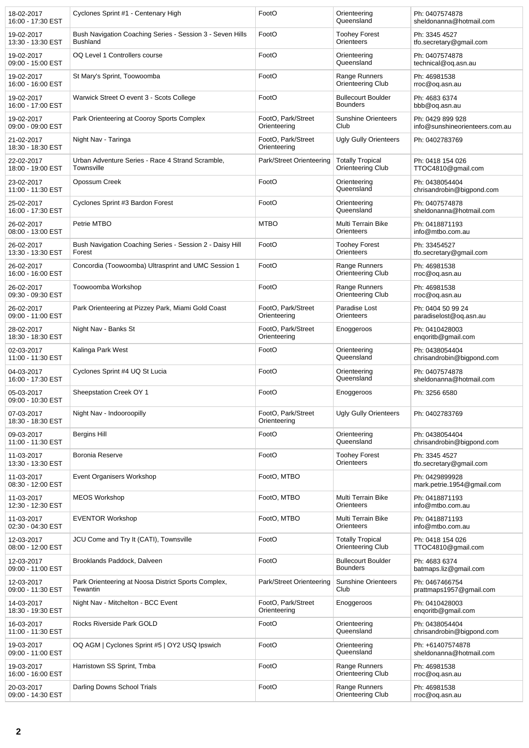| | | | | |
|---|---|---|---|---|
| 18-02-2017 16:00 - 17:30 EST | Cyclones Sprint #1 - Centenary High | FootO | Orienteering Queensland | Ph: 0407574878 sheldonanna@hotmail.com |
| 19-02-2017 13:30 - 13:30 EST | Bush Navigation Coaching Series - Session 3 - Seven Hills Bushland | FootO | Toohey Forest Orienteers | Ph: 3345 4527 tfo.secretary@gmail.com |
| 19-02-2017 09:00 - 15:00 EST | OQ Level 1 Controllers course | FootO | Orienteering Queensland | Ph: 0407574878 technical@oq.asn.au |
| 19-02-2017 16:00 - 16:00 EST | St Mary's Sprint, Toowoomba | FootO | Range Runners Orienteering Club | Ph: 46981538 rroc@oq.asn.au |
| 19-02-2017 16:00 - 17:00 EST | Warwick Street O event 3 - Scots College | FootO | Bullecourt Boulder Bounders | Ph: 4683 6374 bbb@oq.asn.au |
| 19-02-2017 09:00 - 09:00 EST | Park Orienteering at Cooroy Sports Complex | FootO, Park/Street Orienteering | Sunshine Orienteers Club | Ph: 0429 899 928 info@sunshineorienteers.com.au |
| 21-02-2017 18:30 - 18:30 EST | Night Nav - Taringa | FootO, Park/Street Orienteering | Ugly Gully Orienteers | Ph: 0402783769 |
| 22-02-2017 18:00 - 19:00 EST | Urban Adventure Series - Race 4 Strand Scramble, Townsville | Park/Street Orienteering | Totally Tropical Orienteering Club | Ph: 0418 154 026 TTOC4810@gmail.com |
| 23-02-2017 11:00 - 11:30 EST | Opossum Creek | FootO | Orienteering Queensland | Ph: 0438054404 chrisandrobin@bigpond.com |
| 25-02-2017 16:00 - 17:30 EST | Cyclones Sprint #3 Bardon Forest | FootO | Orienteering Queensland | Ph: 0407574878 sheldonanna@hotmail.com |
| 26-02-2017 08:00 - 13:00 EST | Petrie MTBO | MTBO | Multi Terrain Bike Orienteers | Ph: 0418871193 info@mtbo.com.au |
| 26-02-2017 13:30 - 13:30 EST | Bush Navigation Coaching Series - Session 2 - Daisy Hill Forest | FootO | Toohey Forest Orienteers | Ph: 33454527 tfo.secretary@gmail.com |
| 26-02-2017 16:00 - 16:00 EST | Concordia (Toowoomba) Ultrasprint and UMC Session 1 | FootO | Range Runners Orienteering Club | Ph: 46981538 rroc@oq.asn.au |
| 26-02-2017 09:30 - 09:30 EST | Toowoomba Workshop | FootO | Range Runners Orienteering Club | Ph: 46981538 rroc@oq.asn.au |
| 26-02-2017 09:00 - 11:00 EST | Park Orienteering at Pizzey Park, Miami Gold Coast | FootO, Park/Street Orienteering | Paradise Lost Orienteers | Ph: 0404 50 99 24 paradiselost@oq.asn.au |
| 28-02-2017 18:30 - 18:30 EST | Night Nav - Banks St | FootO, Park/Street Orienteering | Enoggeroos | Ph: 0410428003 enqoritb@gmail.com |
| 02-03-2017 11:00 - 11:30 EST | Kalinga Park West | FootO | Orienteering Queensland | Ph: 0438054404 chrisandrobin@bigpond.com |
| 04-03-2017 16:00 - 17:30 EST | Cyclones Sprint #4 UQ St Lucia | FootO | Orienteering Queensland | Ph: 0407574878 sheldonanna@hotmail.com |
| 05-03-2017 09:00 - 10:30 EST | Sheepstation Creek OY 1 | FootO | Enoggeroos | Ph: 3256 6580 |
| 07-03-2017 18:30 - 18:30 EST | Night Nav - Indooroopilly | FootO, Park/Street Orienteering | Ugly Gully Orienteers | Ph: 0402783769 |
| 09-03-2017 11:00 - 11:30 EST | Bergins Hill | FootO | Orienteering Queensland | Ph: 0438054404 chrisandrobin@bigpond.com |
| 11-03-2017 13:30 - 13:30 EST | Boronia Reserve | FootO | Toohey Forest Orienteers | Ph: 3345 4527 tfo.secretary@gmail.com |
| 11-03-2017 08:30 - 12:00 EST | Event Organisers Workshop | FootO, MTBO | | Ph: 0429899928 mark.petrie.1954@gmail.com |
| 11-03-2017 12:30 - 12:30 EST | MEOS Workshop | FootO, MTBO | Multi Terrain Bike Orienteers | Ph: 0418871193 info@mtbo.com.au |
| 11-03-2017 02:30 - 04:30 EST | EVENTOR Workshop | FootO, MTBO | Multi Terrain Bike Orienteers | Ph: 0418871193 info@mtbo.com.au |
| 12-03-2017 08:00 - 12:00 EST | JCU Come and Try It (CATI), Townsville | FootO | Totally Tropical Orienteering Club | Ph: 0418 154 026 TTOC4810@gmail.com |
| 12-03-2017 09:00 - 11:00 EST | Brooklands Paddock, Dalveen | FootO | Bullecourt Boulder Bounders | Ph: 4683 6374 batmaps.liz@gmail.com |
| 12-03-2017 09:00 - 11:30 EST | Park Orienteering at Noosa District Sports Complex, Tewantin | Park/Street Orienteering | Sunshine Orienteers Club | Ph: 0467466754 prattmaps1957@gmail.com |
| 14-03-2017 18:30 - 19:30 EST | Night Nav - Mitchelton - BCC Event | FootO, Park/Street Orienteering | Enoggeroos | Ph: 0410428003 enqoritb@gmail.com |
| 16-03-2017 11:00 - 11:30 EST | Rocks Riverside Park GOLD | FootO | Orienteering Queensland | Ph: 0438054404 chrisandrobin@bigpond.com |
| 19-03-2017 09:00 - 11:00 EST | OQ AGM \| Cyclones Sprint #5 \| OY2 USQ Ipswich | FootO | Orienteering Queensland | Ph: +61407574878 sheldonanna@hotmail.com |
| 19-03-2017 16:00 - 16:00 EST | Harristown SS Sprint, Tmba | FootO | Range Runners Orienteering Club | Ph: 46981538 rroc@oq.asn.au |
| 20-03-2017 09:00 - 14:30 EST | Darling Downs School Trials | FootO | Range Runners Orienteering Club | Ph: 46981538 rroc@oq.asn.au |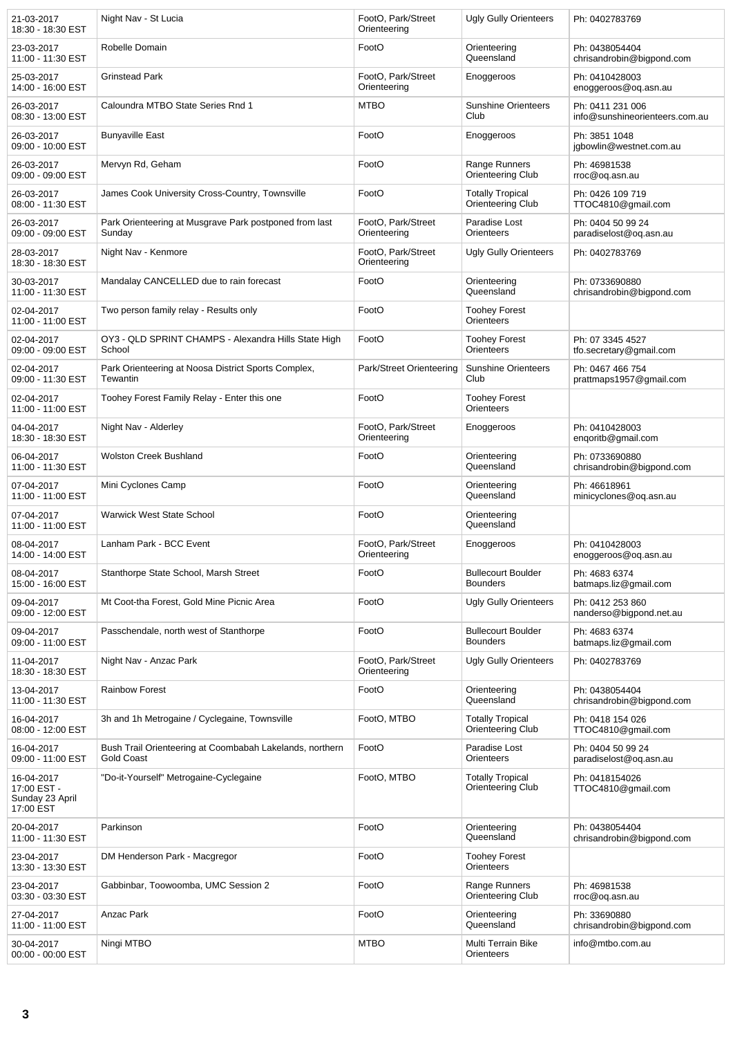| | | | | |
|---|---|---|---|---|
| 21-03-2017 18:30 - 18:30 EST | Night Nav - St Lucia | FootO, Park/Street Orienteering | Ugly Gully Orienteers | Ph: 0402783769 |
| 23-03-2017 11:00 - 11:30 EST | Robelle Domain | FootO | Orienteering Queensland | Ph: 0438054404 chrisandrobin@bigpond.com |
| 25-03-2017 14:00 - 16:00 EST | Grinstead Park | FootO, Park/Street Orienteering | Enoggeroos | Ph: 0410428003 enoggeroos@oq.asn.au |
| 26-03-2017 08:30 - 13:00 EST | Caloundra MTBO State Series Rnd 1 | MTBO | Sunshine Orienteers Club | Ph: 0411 231 006 info@sunshineorienteers.com.au |
| 26-03-2017 09:00 - 10:00 EST | Bunyaville East | FootO | Enoggeroos | Ph: 3851 1048 jgbowlin@westnet.com.au |
| 26-03-2017 09:00 - 09:00 EST | Mervyn Rd, Geham | FootO | Range Runners Orienteering Club | Ph: 46981538 rroc@oq.asn.au |
| 26-03-2017 08:00 - 11:30 EST | James Cook University Cross-Country, Townsville | FootO | Totally Tropical Orienteering Club | Ph: 0426 109 719 TTOC4810@gmail.com |
| 26-03-2017 09:00 - 09:00 EST | Park Orienteering at Musgrave Park postponed from last Sunday | FootO, Park/Street Orienteering | Paradise Lost Orienteers | Ph: 0404 50 99 24 paradiselost@oq.asn.au |
| 28-03-2017 18:30 - 18:30 EST | Night Nav - Kenmore | FootO, Park/Street Orienteering | Ugly Gully Orienteers | Ph: 0402783769 |
| 30-03-2017 11:00 - 11:30 EST | Mandalay CANCELLED due to rain forecast | FootO | Orienteering Queensland | Ph: 0733690880 chrisandrobin@bigpond.com |
| 02-04-2017 11:00 - 11:00 EST | Two person family relay - Results only | FootO | Toohey Forest Orienteers | |
| 02-04-2017 09:00 - 09:00 EST | OY3 - QLD SPRINT CHAMPS - Alexandra Hills State High School | FootO | Toohey Forest Orienteers | Ph: 07 3345 4527 tfo.secretary@gmail.com |
| 02-04-2017 09:00 - 11:30 EST | Park Orienteering at Noosa District Sports Complex, Tewantin | Park/Street Orienteering | Sunshine Orienteers Club | Ph: 0467 466 754 prattmaps1957@gmail.com |
| 02-04-2017 11:00 - 11:00 EST | Toohey Forest Family Relay - Enter this one | FootO | Toohey Forest Orienteers | |
| 04-04-2017 18:30 - 18:30 EST | Night Nav - Alderley | FootO, Park/Street Orienteering | Enoggeroos | Ph: 0410428003 enqoritb@gmail.com |
| 06-04-2017 11:00 - 11:30 EST | Wolston Creek Bushland | FootO | Orienteering Queensland | Ph: 0733690880 chrisandrobin@bigpond.com |
| 07-04-2017 11:00 - 11:00 EST | Mini Cyclones Camp | FootO | Orienteering Queensland | Ph: 46618961 minicyclones@oq.asn.au |
| 07-04-2017 11:00 - 11:00 EST | Warwick West State School | FootO | Orienteering Queensland | |
| 08-04-2017 14:00 - 14:00 EST | Lanham Park - BCC Event | FootO, Park/Street Orienteering | Enoggeroos | Ph: 0410428003 enoggeroos@oq.asn.au |
| 08-04-2017 15:00 - 16:00 EST | Stanthorpe State School, Marsh Street | FootO | Bullecourt Boulder Bounders | Ph: 4683 6374 batmaps.liz@gmail.com |
| 09-04-2017 09:00 - 12:00 EST | Mt Coot-tha Forest, Gold Mine Picnic Area | FootO | Ugly Gully Orienteers | Ph: 0412 253 860 nanderso@bigpond.net.au |
| 09-04-2017 09:00 - 11:00 EST | Passchendale, north west of Stanthorpe | FootO | Bullecourt Boulder Bounders | Ph: 4683 6374 batmaps.liz@gmail.com |
| 11-04-2017 18:30 - 18:30 EST | Night Nav - Anzac Park | FootO, Park/Street Orienteering | Ugly Gully Orienteers | Ph: 0402783769 |
| 13-04-2017 11:00 - 11:30 EST | Rainbow Forest | FootO | Orienteering Queensland | Ph: 0438054404 chrisandrobin@bigpond.com |
| 16-04-2017 08:00 - 12:00 EST | 3h and 1h Metrogaine / Cyclegaine, Townsville | FootO, MTBO | Totally Tropical Orienteering Club | Ph: 0418 154 026 TTOC4810@gmail.com |
| 16-04-2017 09:00 - 11:00 EST | Bush Trail Orienteering at Coombabah Lakelands, northern Gold Coast | FootO | Paradise Lost Orienteers | Ph: 0404 50 99 24 paradiselost@oq.asn.au |
| 16-04-2017 17:00 EST - Sunday 23 April 17:00 EST | "Do-it-Yourself" Metrogaine-Cyclegaine | FootO, MTBO | Totally Tropical Orienteering Club | Ph: 0418154026 TTOC4810@gmail.com |
| 20-04-2017 11:00 - 11:30 EST | Parkinson | FootO | Orienteering Queensland | Ph: 0438054404 chrisandrobin@bigpond.com |
| 23-04-2017 13:30 - 13:30 EST | DM Henderson Park - Macgregor | FootO | Toohey Forest Orienteers | |
| 23-04-2017 03:30 - 03:30 EST | Gabbinbar, Toowoomba, UMC Session 2 | FootO | Range Runners Orienteering Club | Ph: 46981538 rroc@oq.asn.au |
| 27-04-2017 11:00 - 11:00 EST | Anzac Park | FootO | Orienteering Queensland | Ph: 33690880 chrisandrobin@bigpond.com |
| 30-04-2017 00:00 - 00:00 EST | Ningi MTBO | MTBO | Multi Terrain Bike Orienteers | info@mtbo.com.au |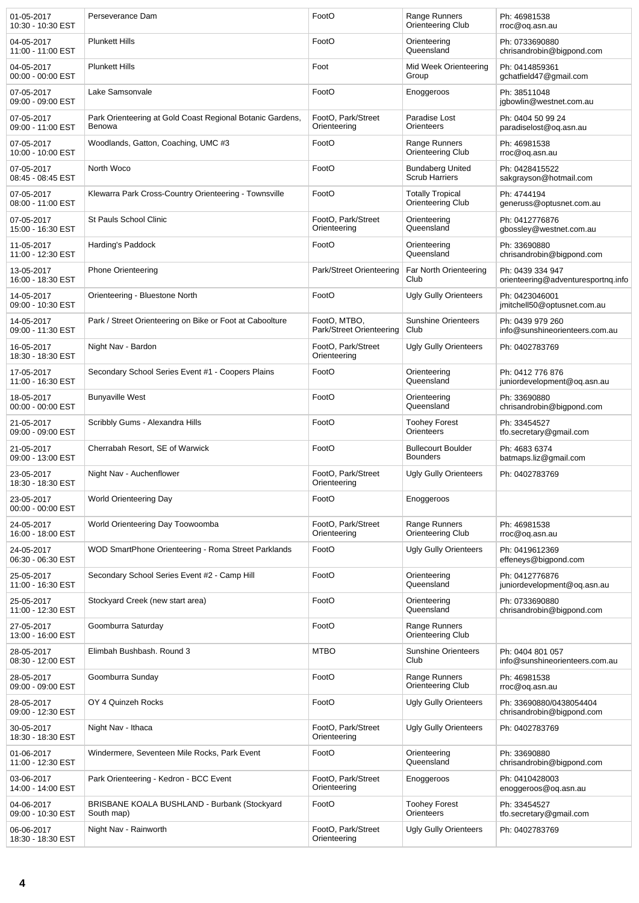| | | | | |
|---|---|---|---|---|
| 01-05-2017 10:30 - 10:30 EST | Perseverance Dam | FootO | Range Runners Orienteering Club | Ph: 46981538 rroc@oq.asn.au |
| 04-05-2017 11:00 - 11:00 EST | Plunkett Hills | FootO | Orienteering Queensland | Ph: 0733690880 chrisandrobin@bigpond.com |
| 04-05-2017 00:00 - 00:00 EST | Plunkett Hills | Foot | Mid Week Orienteering Group | Ph: 0414859361 gchatfield47@gmail.com |
| 07-05-2017 09:00 - 09:00 EST | Lake Samsonvale | FootO | Enoggeroos | Ph: 38511048 jgbowlin@westnet.com.au |
| 07-05-2017 09:00 - 11:00 EST | Park Orienteering at Gold Coast Regional Botanic Gardens, Benowa | FootO, Park/Street Orienteering | Paradise Lost Orienteers | Ph: 0404 50 99 24 paradiselost@oq.asn.au |
| 07-05-2017 10:00 - 10:00 EST | Woodlands, Gatton, Coaching, UMC #3 | FootO | Range Runners Orienteering Club | Ph: 46981538 rroc@oq.asn.au |
| 07-05-2017 08:45 - 08:45 EST | North Woco | FootO | Bundaberg United Scrub Harriers | Ph: 0428415522 sakgrayson@hotmail.com |
| 07-05-2017 08:00 - 11:00 EST | Klewarra Park Cross-Country Orienteering - Townsville | FootO | Totally Tropical Orienteering Club | Ph: 4744194 generuss@optusnet.com.au |
| 07-05-2017 15:00 - 16:30 EST | St Pauls School Clinic | FootO, Park/Street Orienteering | Orienteering Queensland | Ph: 0412776876 gbossley@westnet.com.au |
| 11-05-2017 11:00 - 12:30 EST | Harding's Paddock | FootO | Orienteering Queensland | Ph: 33690880 chrisandrobin@bigpond.com |
| 13-05-2017 16:00 - 18:30 EST | Phone Orienteering | Park/Street Orienteering | Far North Orienteering Club | Ph: 0439 334 947 orienteering@adventuresportnq.info |
| 14-05-2017 09:00 - 10:30 EST | Orienteering - Bluestone North | FootO | Ugly Gully Orienteers | Ph: 0423046001 jmitchell50@optusnet.com.au |
| 14-05-2017 09:00 - 11:30 EST | Park / Street Orienteering on Bike or Foot at Caboolture | FootO, MTBO, Park/Street Orienteering | Sunshine Orienteers Club | Ph: 0439 979 260 info@sunshineorienteers.com.au |
| 16-05-2017 18:30 - 18:30 EST | Night Nav - Bardon | FootO, Park/Street Orienteering | Ugly Gully Orienteers | Ph: 0402783769 |
| 17-05-2017 11:00 - 16:30 EST | Secondary School Series Event #1 - Coopers Plains | FootO | Orienteering Queensland | Ph: 0412 776 876 juniordevelopment@oq.asn.au |
| 18-05-2017 00:00 - 00:00 EST | Bunyaville West | FootO | Orienteering Queensland | Ph: 33690880 chrisandrobin@bigpond.com |
| 21-05-2017 09:00 - 09:00 EST | Scribbly Gums - Alexandra Hills | FootO | Toohey Forest Orienteers | Ph: 33454527 tfo.secretary@gmail.com |
| 21-05-2017 09:00 - 13:00 EST | Cherrabah Resort, SE of Warwick | FootO | Bullecourt Boulder Bounders | Ph: 4683 6374 batmaps.liz@gmail.com |
| 23-05-2017 18:30 - 18:30 EST | Night Nav - Auchenflower | FootO, Park/Street Orienteering | Ugly Gully Orienteers | Ph: 0402783769 |
| 23-05-2017 00:00 - 00:00 EST | World Orienteering Day | FootO | Enoggeroos | |
| 24-05-2017 16:00 - 18:00 EST | World Orienteering Day Toowoomba | FootO, Park/Street Orienteering | Range Runners Orienteering Club | Ph: 46981538 rroc@oq.asn.au |
| 24-05-2017 06:30 - 06:30 EST | WOD SmartPhone Orienteering - Roma Street Parklands | FootO | Ugly Gully Orienteers | Ph: 0419612369 effeneys@bigpond.com |
| 25-05-2017 11:00 - 16:30 EST | Secondary School Series Event #2 - Camp Hill | FootO | Orienteering Queensland | Ph: 0412776876 juniordevelopment@oq.asn.au |
| 25-05-2017 11:00 - 12:30 EST | Stockyard Creek (new start area) | FootO | Orienteering Queensland | Ph: 0733690880 chrisandrobin@bigpond.com |
| 27-05-2017 13:00 - 16:00 EST | Goomburra Saturday | FootO | Range Runners Orienteering Club | |
| 28-05-2017 08:30 - 12:00 EST | Elimbah Bushbash. Round 3 | MTBO | Sunshine Orienteers Club | Ph: 0404 801 057 info@sunshineorienteers.com.au |
| 28-05-2017 09:00 - 09:00 EST | Goomburra Sunday | FootO | Range Runners Orienteering Club | Ph: 46981538 rroc@oq.asn.au |
| 28-05-2017 09:00 - 12:30 EST | OY 4 Quinzeh Rocks | FootO | Ugly Gully Orienteers | Ph: 33690880/0438054404 chrisandrobin@bigpond.com |
| 30-05-2017 18:30 - 18:30 EST | Night Nav - Ithaca | FootO, Park/Street Orienteering | Ugly Gully Orienteers | Ph: 0402783769 |
| 01-06-2017 11:00 - 12:30 EST | Windermere, Seventeen Mile Rocks, Park Event | FootO | Orienteering Queensland | Ph: 33690880 chrisandrobin@bigpond.com |
| 03-06-2017 14:00 - 14:00 EST | Park Orienteering - Kedron - BCC Event | FootO, Park/Street Orienteering | Enoggeroos | Ph: 0410428003 enoggeroos@oq.asn.au |
| 04-06-2017 09:00 - 10:30 EST | BRISBANE KOALA BUSHLAND - Burbank (Stockyard South map) | FootO | Toohey Forest Orienteers | Ph: 33454527 tfo.secretary@gmail.com |
| 06-06-2017 18:30 - 18:30 EST | Night Nav - Rainworth | FootO, Park/Street Orienteering | Ugly Gully Orienteers | Ph: 0402783769 |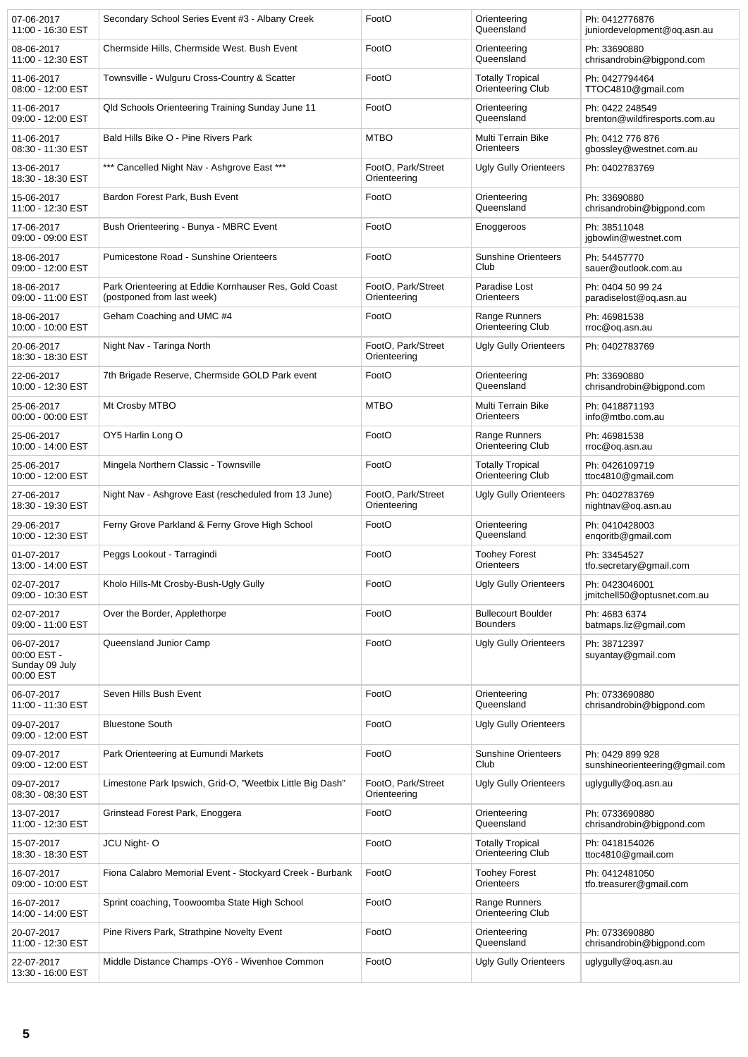| | | | | |
|---|---|---|---|---|
| 07-06-2017 11:00 - 16:30 EST | Secondary School Series Event #3 - Albany Creek | FootO | Orienteering Queensland | Ph: 0412776876 juniordevelopment@oq.asn.au |
| 08-06-2017 11:00 - 12:30 EST | Chermside Hills, Chermside West. Bush Event | FootO | Orienteering Queensland | Ph: 33690880 chrisandrobin@bigpond.com |
| 11-06-2017 08:00 - 12:00 EST | Townsville - Wulguru Cross-Country & Scatter | FootO | Totally Tropical Orienteering Club | Ph: 0427794464 TTOC4810@gmail.com |
| 11-06-2017 09:00 - 12:00 EST | Qld Schools Orienteering Training Sunday June 11 | FootO | Orienteering Queensland | Ph: 0422 248549 brenton@wildfiresports.com.au |
| 11-06-2017 08:30 - 11:30 EST | Bald Hills Bike O - Pine Rivers Park | MTBO | Multi Terrain Bike Orienteers | Ph: 0412 776 876 gbossley@westnet.com.au |
| 13-06-2017 18:30 - 18:30 EST | *** Cancelled Night Nav - Ashgrove East *** | FootO, Park/Street Orienteering | Ugly Gully Orienteers | Ph: 0402783769 |
| 15-06-2017 11:00 - 12:30 EST | Bardon Forest Park, Bush Event | FootO | Orienteering Queensland | Ph: 33690880 chrisandrobin@bigpond.com |
| 17-06-2017 09:00 - 09:00 EST | Bush Orienteering - Bunya - MBRC Event | FootO | Enoggeroos | Ph: 38511048 jgbowlin@westnet.com |
| 18-06-2017 09:00 - 12:00 EST | Pumicestone Road - Sunshine Orienteers | FootO | Sunshine Orienteers Club | Ph: 54457770 sauer@outlook.com.au |
| 18-06-2017 09:00 - 11:00 EST | Park Orienteering at Eddie Kornhauser Res, Gold Coast (postponed from last week) | FootO, Park/Street Orienteering | Paradise Lost Orienteers | Ph: 0404 50 99 24 paradiselost@oq.asn.au |
| 18-06-2017 10:00 - 10:00 EST | Geham Coaching and UMC #4 | FootO | Range Runners Orienteering Club | Ph: 46981538 rroc@oq.asn.au |
| 20-06-2017 18:30 - 18:30 EST | Night Nav - Taringa North | FootO, Park/Street Orienteering | Ugly Gully Orienteers | Ph: 0402783769 |
| 22-06-2017 10:00 - 12:30 EST | 7th Brigade Reserve, Chermside GOLD Park event | FootO | Orienteering Queensland | Ph: 33690880 chrisandrobin@bigpond.com |
| 25-06-2017 00:00 - 00:00 EST | Mt Crosby MTBO | MTBO | Multi Terrain Bike Orienteers | Ph: 0418871193 info@mtbo.com.au |
| 25-06-2017 10:00 - 14:00 EST | OY5 Harlin Long O | FootO | Range Runners Orienteering Club | Ph: 46981538 rroc@oq.asn.au |
| 25-06-2017 10:00 - 12:00 EST | Mingela Northern Classic - Townsville | FootO | Totally Tropical Orienteering Club | Ph: 0426109719 ttoc4810@gmail.com |
| 27-06-2017 18:30 - 19:30 EST | Night Nav - Ashgrove East (rescheduled from 13 June) | FootO, Park/Street Orienteering | Ugly Gully Orienteers | Ph: 0402783769 nightnav@oq.asn.au |
| 29-06-2017 10:00 - 12:30 EST | Ferny Grove Parkland & Ferny Grove High School | FootO | Orienteering Queensland | Ph: 0410428003 enqoritb@gmail.com |
| 01-07-2017 13:00 - 14:00 EST | Peggs Lookout - Tarragindi | FootO | Toohey Forest Orienteers | Ph: 33454527 tfo.secretary@gmail.com |
| 02-07-2017 09:00 - 10:30 EST | Kholo Hills-Mt Crosby-Bush-Ugly Gully | FootO | Ugly Gully Orienteers | Ph: 0423046001 jmitchell50@optusnet.com.au |
| 02-07-2017 09:00 - 11:00 EST | Over the Border, Applethorpe | FootO | Bullecourt Boulder Bounders | Ph: 4683 6374 batmaps.liz@gmail.com |
| 06-07-2017 00:00 EST - Sunday 09 July 00:00 EST | Queensland Junior Camp | FootO | Ugly Gully Orienteers | Ph: 38712397 suyantay@gmail.com |
| 06-07-2017 11:00 - 11:30 EST | Seven Hills Bush Event | FootO | Orienteering Queensland | Ph: 0733690880 chrisandrobin@bigpond.com |
| 09-07-2017 09:00 - 12:00 EST | Bluestone South | FootO | Ugly Gully Orienteers | |
| 09-07-2017 09:00 - 12:00 EST | Park Orienteering at Eumundi Markets | FootO | Sunshine Orienteers Club | Ph: 0429 899 928 sunshineorienteering@gmail.com |
| 09-07-2017 08:30 - 08:30 EST | Limestone Park Ipswich, Grid-O, "Weetbix Little Big Dash" | FootO, Park/Street Orienteering | Ugly Gully Orienteers | uglygully@oq.asn.au |
| 13-07-2017 11:00 - 12:30 EST | Grinstead Forest Park, Enoggera | FootO | Orienteering Queensland | Ph: 0733690880 chrisandrobin@bigpond.com |
| 15-07-2017 18:30 - 18:30 EST | JCU Night- O | FootO | Totally Tropical Orienteering Club | Ph: 0418154026 ttoc4810@gmail.com |
| 16-07-2017 09:00 - 10:00 EST | Fiona Calabro Memorial Event - Stockyard Creek - Burbank | FootO | Toohey Forest Orienteers | Ph: 0412481050 tfo.treasurer@gmail.com |
| 16-07-2017 14:00 - 14:00 EST | Sprint coaching, Toowoomba State High School | FootO | Range Runners Orienteering Club | |
| 20-07-2017 11:00 - 12:30 EST | Pine Rivers Park, Strathpine Novelty Event | FootO | Orienteering Queensland | Ph: 0733690880 chrisandrobin@bigpond.com |
| 22-07-2017 13:30 - 16:00 EST | Middle Distance Champs -OY6 - Wivenhoe Common | FootO | Ugly Gully Orienteers | uglygully@oq.asn.au |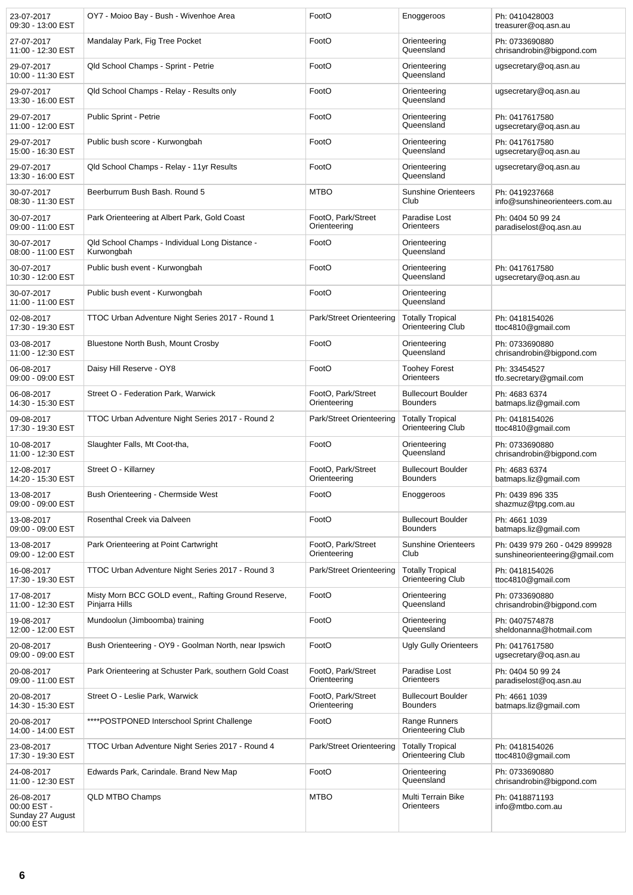| | | | | |
|---|---|---|---|---|
| 23-07-2017 09:30 - 13:00 EST | OY7 - Moioo Bay - Bush - Wivenhoe Area | FootO | Enoggeroos | Ph: 0410428003 treasurer@oq.asn.au |
| 27-07-2017 11:00 - 12:30 EST | Mandalay Park, Fig Tree Pocket | FootO | Orienteering Queensland | Ph: 0733690880 chrisandrobin@bigpond.com |
| 29-07-2017 10:00 - 11:30 EST | Qld School Champs - Sprint - Petrie | FootO | Orienteering Queensland | ugsecretary@oq.asn.au |
| 29-07-2017 13:30 - 16:00 EST | Qld School Champs - Relay - Results only | FootO | Orienteering Queensland | ugsecretary@oq.asn.au |
| 29-07-2017 11:00 - 12:00 EST | Public Sprint - Petrie | FootO | Orienteering Queensland | Ph: 0417617580 ugsecretary@oq.asn.au |
| 29-07-2017 15:00 - 16:30 EST | Public bush score - Kurwongbah | FootO | Orienteering Queensland | Ph: 0417617580 ugsecretary@oq.asn.au |
| 29-07-2017 13:30 - 16:00 EST | Qld School Champs - Relay - 11yr Results | FootO | Orienteering Queensland | ugsecretary@oq.asn.au |
| 30-07-2017 08:30 - 11:30 EST | Beerburrum Bush Bash. Round 5 | MTBO | Sunshine Orienteers Club | Ph: 0419237668 info@sunshineorienteers.com.au |
| 30-07-2017 09:00 - 11:00 EST | Park Orienteering at Albert Park, Gold Coast | FootO, Park/Street Orienteering | Paradise Lost Orienteers | Ph: 0404 50 99 24 paradiselost@oq.asn.au |
| 30-07-2017 08:00 - 11:00 EST | Qld School Champs - Individual Long Distance - Kurwongbah | FootO | Orienteering Queensland | |
| 30-07-2017 10:30 - 12:00 EST | Public bush event - Kurwongbah | FootO | Orienteering Queensland | Ph: 0417617580 ugsecretary@oq.asn.au |
| 30-07-2017 11:00 - 11:00 EST | Public bush event - Kurwongbah | FootO | Orienteering Queensland | |
| 02-08-2017 17:30 - 19:30 EST | TTOC Urban Adventure Night Series 2017 - Round 1 | Park/Street Orienteering | Totally Tropical Orienteering Club | Ph: 0418154026 ttoc4810@gmail.com |
| 03-08-2017 11:00 - 12:30 EST | Bluestone North Bush, Mount Crosby | FootO | Orienteering Queensland | Ph: 0733690880 chrisandrobin@bigpond.com |
| 06-08-2017 09:00 - 09:00 EST | Daisy Hill Reserve - OY8 | FootO | Toohey Forest Orienteers | Ph: 33454527 tfo.secretary@gmail.com |
| 06-08-2017 14:30 - 15:30 EST | Street O - Federation Park, Warwick | FootO, Park/Street Orienteering | Bullecourt Boulder Bounders | Ph: 4683 6374 batmaps.liz@gmail.com |
| 09-08-2017 17:30 - 19:30 EST | TTOC Urban Adventure Night Series 2017 - Round 2 | Park/Street Orienteering | Totally Tropical Orienteering Club | Ph: 0418154026 ttoc4810@gmail.com |
| 10-08-2017 11:00 - 12:30 EST | Slaughter Falls, Mt Coot-tha, | FootO | Orienteering Queensland | Ph: 0733690880 chrisandrobin@bigpond.com |
| 12-08-2017 14:20 - 15:30 EST | Street O - Killarney | FootO, Park/Street Orienteering | Bullecourt Boulder Bounders | Ph: 4683 6374 batmaps.liz@gmail.com |
| 13-08-2017 09:00 - 09:00 EST | Bush Orienteering - Chermside West | FootO | Enoggeroos | Ph: 0439 896 335 shazmuz@tpg.com.au |
| 13-08-2017 09:00 - 09:00 EST | Rosenthal Creek via Dalveen | FootO | Bullecourt Boulder Bounders | Ph: 4661 1039 batmaps.liz@gmail.com |
| 13-08-2017 09:00 - 12:00 EST | Park Orienteering at Point Cartwright | FootO, Park/Street Orienteering | Sunshine Orienteers Club | Ph: 0439 979 260 - 0429 899928 sunshineorienteering@gmail.com |
| 16-08-2017 17:30 - 19:30 EST | TTOC Urban Adventure Night Series 2017 - Round 3 | Park/Street Orienteering | Totally Tropical Orienteering Club | Ph: 0418154026 ttoc4810@gmail.com |
| 17-08-2017 11:00 - 12:30 EST | Misty Morn BCC GOLD event,, Rafting Ground Reserve, Pinjarra Hills | FootO | Orienteering Queensland | Ph: 0733690880 chrisandrobin@bigpond.com |
| 19-08-2017 12:00 - 12:00 EST | Mundoolun (Jimboomba) training | FootO | Orienteering Queensland | Ph: 0407574878 sheldonanna@hotmail.com |
| 20-08-2017 09:00 - 09:00 EST | Bush Orienteering - OY9 - Goolman North, near Ipswich | FootO | Ugly Gully Orienteers | Ph: 0417617580 ugsecretary@oq.asn.au |
| 20-08-2017 09:00 - 11:00 EST | Park Orienteering at Schuster Park, southern Gold Coast | FootO, Park/Street Orienteering | Paradise Lost Orienteers | Ph: 0404 50 99 24 paradiselost@oq.asn.au |
| 20-08-2017 14:30 - 15:30 EST | Street O - Leslie Park, Warwick | FootO, Park/Street Orienteering | Bullecourt Boulder Bounders | Ph: 4661 1039 batmaps.liz@gmail.com |
| 20-08-2017 14:00 - 14:00 EST | ****POSTPONED Interschool Sprint Challenge | FootO | Range Runners Orienteering Club | |
| 23-08-2017 17:30 - 19:30 EST | TTOC Urban Adventure Night Series 2017 - Round 4 | Park/Street Orienteering | Totally Tropical Orienteering Club | Ph: 0418154026 ttoc4810@gmail.com |
| 24-08-2017 11:00 - 12:30 EST | Edwards Park, Carindale. Brand New Map | FootO | Orienteering Queensland | Ph: 0733690880 chrisandrobin@bigpond.com |
| 26-08-2017 00:00 EST - Sunday 27 August 00:00 EST | QLD MTBO Champs | MTBO | Multi Terrain Bike Orienteers | Ph: 0418871193 info@mtbo.com.au |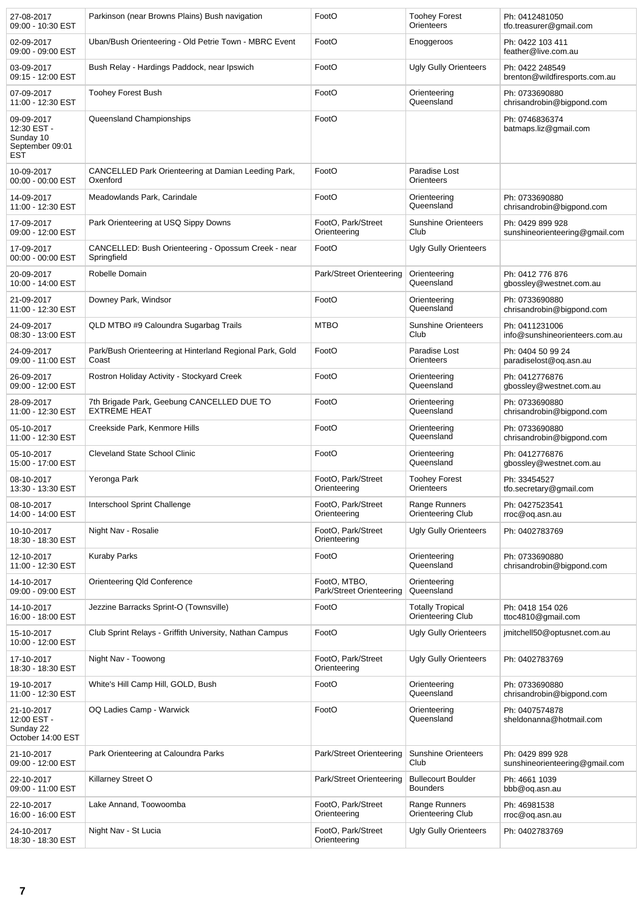| | | | | |
|---|---|---|---|---|
| 27-08-2017 09:00 - 10:30 EST | Parkinson (near Browns Plains) Bush navigation | FootO | Toohey Forest Orienteers | Ph: 0412481050 tfo.treasurer@gmail.com |
| 02-09-2017 09:00 - 09:00 EST | Uban/Bush Orienteering - Old Petrie Town - MBRC Event | FootO | Enoggeroos | Ph: 0422 103 411 feather@live.com.au |
| 03-09-2017 09:15 - 12:00 EST | Bush Relay - Hardings Paddock, near Ipswich | FootO | Ugly Gully Orienteers | Ph: 0422 248549 brenton@wildfiresports.com.au |
| 07-09-2017 11:00 - 12:30 EST | Toohey Forest Bush | FootO | Orienteering Queensland | Ph: 0733690880 chrisandrobin@bigpond.com |
| 09-09-2017 12:30 EST - Sunday 10 September 09:01 EST | Queensland Championships | FootO | | Ph: 0746836374 batmaps.liz@gmail.com |
| 10-09-2017 00:00 - 00:00 EST | CANCELLED Park Orienteering at Damian Leeding Park, Oxenford | FootO | Paradise Lost Orienteers | |
| 14-09-2017 11:00 - 12:30 EST | Meadowlands Park, Carindale | FootO | Orienteering Queensland | Ph: 0733690880 chrisandrobin@bigpond.com |
| 17-09-2017 09:00 - 12:00 EST | Park Orienteering at USQ Sippy Downs | FootO, Park/Street Orienteering | Sunshine Orienteers Club | Ph: 0429 899 928 sunshineorienteering@gmail.com |
| 17-09-2017 00:00 - 00:00 EST | CANCELLED: Bush Orienteering - Opossum Creek - near Springfield | FootO | Ugly Gully Orienteers | |
| 20-09-2017 10:00 - 14:00 EST | Robelle Domain | Park/Street Orienteering | Orienteering Queensland | Ph: 0412 776 876 gbossley@westnet.com.au |
| 21-09-2017 11:00 - 12:30 EST | Downey Park, Windsor | FootO | Orienteering Queensland | Ph: 0733690880 chrisandrobin@bigpond.com |
| 24-09-2017 08:30 - 13:00 EST | QLD MTBO #9 Caloundra Sugarbag Trails | MTBO | Sunshine Orienteers Club | Ph: 0411231006 info@sunshineorienteers.com.au |
| 24-09-2017 09:00 - 11:00 EST | Park/Bush Orienteering at Hinterland Regional Park, Gold Coast | FootO | Paradise Lost Orienteers | Ph: 0404 50 99 24 paradiselost@oq.asn.au |
| 26-09-2017 09:00 - 12:00 EST | Rostron Holiday Activity - Stockyard Creek | FootO | Orienteering Queensland | Ph: 0412776876 gbossley@westnet.com.au |
| 28-09-2017 11:00 - 12:30 EST | 7th Brigade Park, Geebung CANCELLED DUE TO EXTREME HEAT | FootO | Orienteering Queensland | Ph: 0733690880 chrisandrobin@bigpond.com |
| 05-10-2017 11:00 - 12:30 EST | Creekside Park, Kenmore Hills | FootO | Orienteering Queensland | Ph: 0733690880 chrisandrobin@bigpond.com |
| 05-10-2017 15:00 - 17:00 EST | Cleveland State School Clinic | FootO | Orienteering Queensland | Ph: 0412776876 gbossley@westnet.com.au |
| 08-10-2017 13:30 - 13:30 EST | Yeronga Park | FootO, Park/Street Orienteering | Toohey Forest Orienteers | Ph: 33454527 tfo.secretary@gmail.com |
| 08-10-2017 14:00 - 14:00 EST | Interschool Sprint Challenge | FootO, Park/Street Orienteering | Range Runners Orienteering Club | Ph: 0427523541 rroc@oq.asn.au |
| 10-10-2017 18:30 - 18:30 EST | Night Nav - Rosalie | FootO, Park/Street Orienteering | Ugly Gully Orienteers | Ph: 0402783769 |
| 12-10-2017 11:00 - 12:30 EST | Kuraby Parks | FootO | Orienteering Queensland | Ph: 0733690880 chrisandrobin@bigpond.com |
| 14-10-2017 09:00 - 09:00 EST | Orienteering Qld Conference | FootO, MTBO, Park/Street Orienteering | Orienteering Queensland | |
| 14-10-2017 16:00 - 18:00 EST | Jezzine Barracks Sprint-O (Townsville) | FootO | Totally Tropical Orienteering Club | Ph: 0418 154 026 ttoc4810@gmail.com |
| 15-10-2017 10:00 - 12:00 EST | Club Sprint Relays - Griffith University, Nathan Campus | FootO | Ugly Gully Orienteers | jmitchell50@optusnet.com.au |
| 17-10-2017 18:30 - 18:30 EST | Night Nav - Toowong | FootO, Park/Street Orienteering | Ugly Gully Orienteers | Ph: 0402783769 |
| 19-10-2017 11:00 - 12:30 EST | White's Hill Camp Hill, GOLD, Bush | FootO | Orienteering Queensland | Ph: 0733690880 chrisandrobin@bigpond.com |
| 21-10-2017 12:00 EST - Sunday 22 October 14:00 EST | OQ Ladies Camp - Warwick | FootO | Orienteering Queensland | Ph: 0407574878 sheldonanna@hotmail.com |
| 21-10-2017 09:00 - 12:00 EST | Park Orienteering at Caloundra Parks | Park/Street Orienteering | Sunshine Orienteers Club | Ph: 0429 899 928 sunshineorienteering@gmail.com |
| 22-10-2017 09:00 - 11:00 EST | Killarney Street O | Park/Street Orienteering | Bullecourt Boulder Bounders | Ph: 4661 1039 bbb@oq.asn.au |
| 22-10-2017 16:00 - 16:00 EST | Lake Annand, Toowoomba | FootO, Park/Street Orienteering | Range Runners Orienteering Club | Ph: 46981538 rroc@oq.asn.au |
| 24-10-2017 18:30 - 18:30 EST | Night Nav - St Lucia | FootO, Park/Street Orienteering | Ugly Gully Orienteers | Ph: 0402783769 |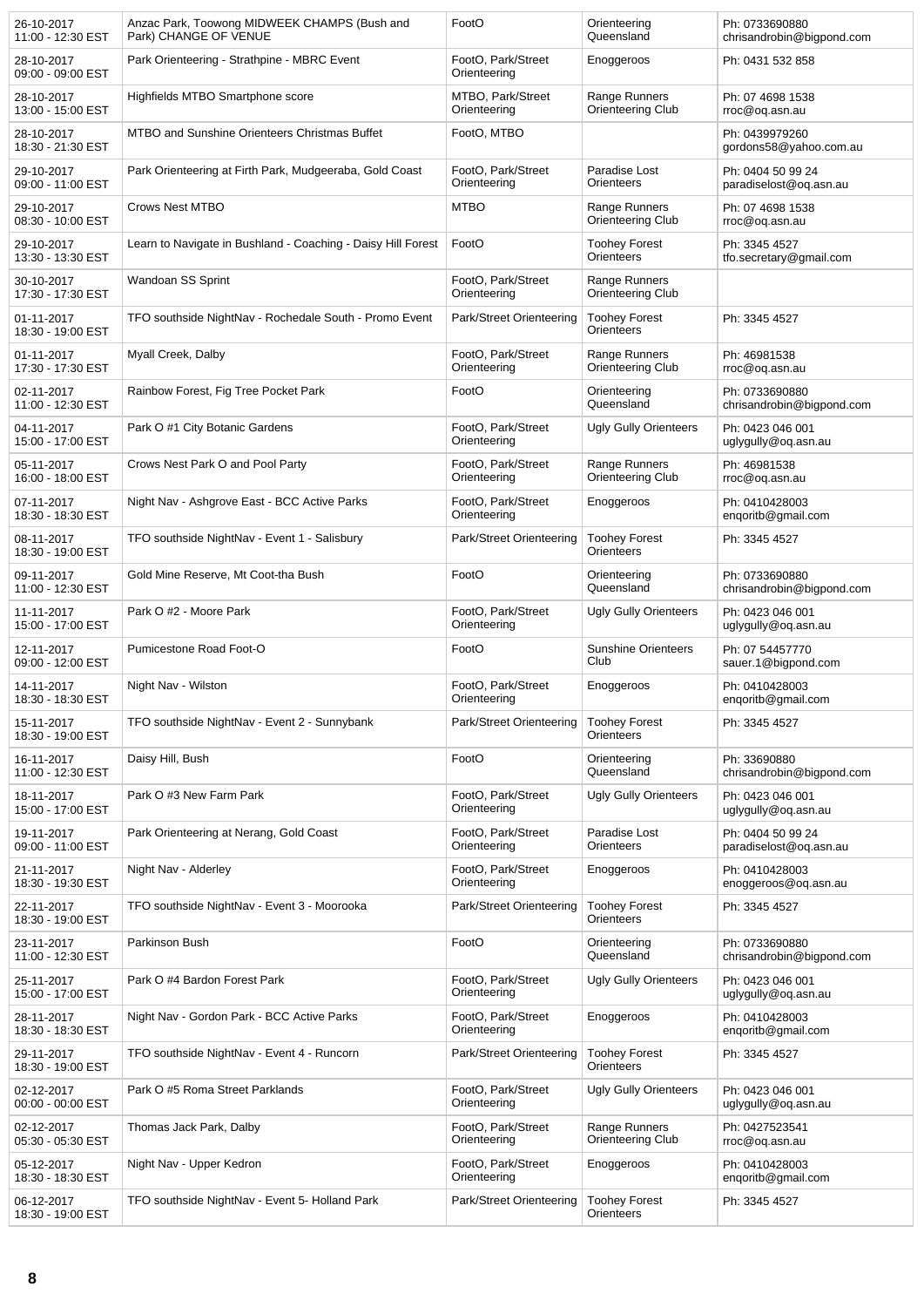| | | | | |
|---|---|---|---|---|
| 26-10-2017 11:00 - 12:30 EST | Anzac Park, Toowong MIDWEEK CHAMPS (Bush and Park) CHANGE OF VENUE | FootO | Orienteering Queensland | Ph: 0733690880 chrisandrobin@bigpond.com |
| 28-10-2017 09:00 - 09:00 EST | Park Orienteering - Strathpine - MBRC Event | FootO, Park/Street Orienteering | Enoggeroos | Ph: 0431 532 858 |
| 28-10-2017 13:00 - 15:00 EST | Highfields MTBO Smartphone score | MTBO, Park/Street Orienteering | Range Runners Orienteering Club | Ph: 07 4698 1538 rroc@oq.asn.au |
| 28-10-2017 18:30 - 21:30 EST | MTBO and Sunshine Orienteers Christmas Buffet | FootO, MTBO | | Ph: 0439979260 gordons58@yahoo.com.au |
| 29-10-2017 09:00 - 11:00 EST | Park Orienteering at Firth Park, Mudgeeraba, Gold Coast | FootO, Park/Street Orienteering | Paradise Lost Orienteers | Ph: 0404 50 99 24 paradiselost@oq.asn.au |
| 29-10-2017 08:30 - 10:00 EST | Crows Nest MTBO | MTBO | Range Runners Orienteering Club | Ph: 07 4698 1538 rroc@oq.asn.au |
| 29-10-2017 13:30 - 13:30 EST | Learn to Navigate in Bushland - Coaching - Daisy Hill Forest | FootO | Toohey Forest Orienteers | Ph: 3345 4527 tfo.secretary@gmail.com |
| 30-10-2017 17:30 - 17:30 EST | Wandoan SS Sprint | FootO, Park/Street Orienteering | Range Runners Orienteering Club | |
| 01-11-2017 18:30 - 19:00 EST | TFO southside NightNav - Rochedale South - Promo Event | Park/Street Orienteering | Toohey Forest Orienteers | Ph: 3345 4527 |
| 01-11-2017 17:30 - 17:30 EST | Myall Creek, Dalby | FootO, Park/Street Orienteering | Range Runners Orienteering Club | Ph: 46981538 rroc@oq.asn.au |
| 02-11-2017 11:00 - 12:30 EST | Rainbow Forest, Fig Tree Pocket Park | FootO | Orienteering Queensland | Ph: 0733690880 chrisandrobin@bigpond.com |
| 04-11-2017 15:00 - 17:00 EST | Park O #1 City Botanic Gardens | FootO, Park/Street Orienteering | Ugly Gully Orienteers | Ph: 0423 046 001 uglygully@oq.asn.au |
| 05-11-2017 16:00 - 18:00 EST | Crows Nest Park O and Pool Party | FootO, Park/Street Orienteering | Range Runners Orienteering Club | Ph: 46981538 rroc@oq.asn.au |
| 07-11-2017 18:30 - 18:30 EST | Night Nav - Ashgrove East - BCC Active Parks | FootO, Park/Street Orienteering | Enoggeroos | Ph: 0410428003 enqoritb@gmail.com |
| 08-11-2017 18:30 - 19:00 EST | TFO southside NightNav - Event 1 - Salisbury | Park/Street Orienteering | Toohey Forest Orienteers | Ph: 3345 4527 |
| 09-11-2017 11:00 - 12:30 EST | Gold Mine Reserve, Mt Coot-tha Bush | FootO | Orienteering Queensland | Ph: 0733690880 chrisandrobin@bigpond.com |
| 11-11-2017 15:00 - 17:00 EST | Park O #2 - Moore Park | FootO, Park/Street Orienteering | Ugly Gully Orienteers | Ph: 0423 046 001 uglygully@oq.asn.au |
| 12-11-2017 09:00 - 12:00 EST | Pumicestone Road Foot-O | FootO | Sunshine Orienteers Club | Ph: 07 54457770 sauer.1@bigpond.com |
| 14-11-2017 18:30 - 18:30 EST | Night Nav - Wilston | FootO, Park/Street Orienteering | Enoggeroos | Ph: 0410428003 enqoritb@gmail.com |
| 15-11-2017 18:30 - 19:00 EST | TFO southside NightNav - Event 2 - Sunnybank | Park/Street Orienteering | Toohey Forest Orienteers | Ph: 3345 4527 |
| 16-11-2017 11:00 - 12:30 EST | Daisy Hill, Bush | FootO | Orienteering Queensland | Ph: 33690880 chrisandrobin@bigpond.com |
| 18-11-2017 15:00 - 17:00 EST | Park O #3 New Farm Park | FootO, Park/Street Orienteering | Ugly Gully Orienteers | Ph: 0423 046 001 uglygully@oq.asn.au |
| 19-11-2017 09:00 - 11:00 EST | Park Orienteering at Nerang, Gold Coast | FootO, Park/Street Orienteering | Paradise Lost Orienteers | Ph: 0404 50 99 24 paradiselost@oq.asn.au |
| 21-11-2017 18:30 - 19:30 EST | Night Nav - Alderley | FootO, Park/Street Orienteering | Enoggeroos | Ph: 0410428003 enoggeroos@oq.asn.au |
| 22-11-2017 18:30 - 19:00 EST | TFO southside NightNav - Event 3 - Moorooka | Park/Street Orienteering | Toohey Forest Orienteers | Ph: 3345 4527 |
| 23-11-2017 11:00 - 12:30 EST | Parkinson Bush | FootO | Orienteering Queensland | Ph: 0733690880 chrisandrobin@bigpond.com |
| 25-11-2017 15:00 - 17:00 EST | Park O #4 Bardon Forest Park | FootO, Park/Street Orienteering | Ugly Gully Orienteers | Ph: 0423 046 001 uglygully@oq.asn.au |
| 28-11-2017 18:30 - 18:30 EST | Night Nav - Gordon Park - BCC Active Parks | FootO, Park/Street Orienteering | Enoggeroos | Ph: 0410428003 enqoritb@gmail.com |
| 29-11-2017 18:30 - 19:00 EST | TFO southside NightNav - Event 4 - Runcorn | Park/Street Orienteering | Toohey Forest Orienteers | Ph: 3345 4527 |
| 02-12-2017 00:00 - 00:00 EST | Park O #5 Roma Street Parklands | FootO, Park/Street Orienteering | Ugly Gully Orienteers | Ph: 0423 046 001 uglygully@oq.asn.au |
| 02-12-2017 05:30 - 05:30 EST | Thomas Jack Park, Dalby | FootO, Park/Street Orienteering | Range Runners Orienteering Club | Ph: 0427523541 rroc@oq.asn.au |
| 05-12-2017 18:30 - 18:30 EST | Night Nav - Upper Kedron | FootO, Park/Street Orienteering | Enoggeroos | Ph: 0410428003 enqoritb@gmail.com |
| 06-12-2017 18:30 - 19:00 EST | TFO southside NightNav - Event 5- Holland Park | Park/Street Orienteering | Toohey Forest Orienteers | Ph: 3345 4527 |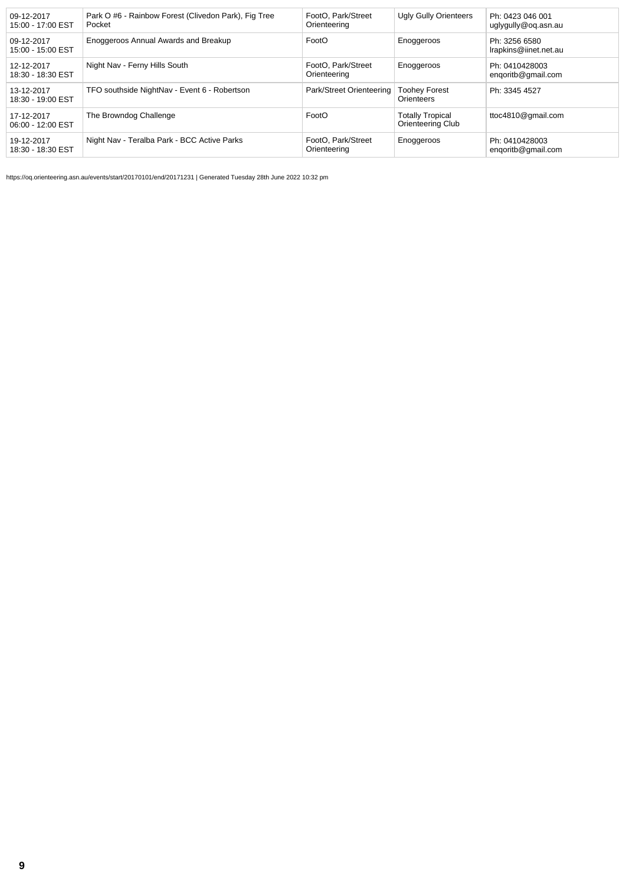| | | | | |
|---|---|---|---|---|
| 09-12-2017 15:00 - 17:00 EST | Park O #6 - Rainbow Forest (Clivedon Park), Fig Tree Pocket | FootO, Park/Street Orienteering | Ugly Gully Orienteers | Ph: 0423 046 001 uglygully@oq.asn.au |
| 09-12-2017 15:00 - 15:00 EST | Enoggeroos Annual Awards and Breakup | FootO | Enoggeroos | Ph: 3256 6580 lrapkins@iinet.net.au |
| 12-12-2017 18:30 - 18:30 EST | Night Nav - Ferny Hills South | FootO, Park/Street Orienteering | Enoggeroos | Ph: 0410428003 enqoritb@gmail.com |
| 13-12-2017 18:30 - 19:00 EST | TFO southside NightNav - Event 6 - Robertson | Park/Street Orienteering | Toohey Forest Orienteers | Ph: 3345 4527 |
| 17-12-2017 06:00 - 12:00 EST | The Browndog Challenge | FootO | Totally Tropical Orienteering Club | ttoc4810@gmail.com |
| 19-12-2017 18:30 - 18:30 EST | Night Nav - Teralba Park - BCC Active Parks | FootO, Park/Street Orienteering | Enoggeroos | Ph: 0410428003 enqoritb@gmail.com |

https://oq.orienteering.asn.au/events/start/20170101/end/20171231 | Generated Tuesday 28th June 2022 10:32 pm